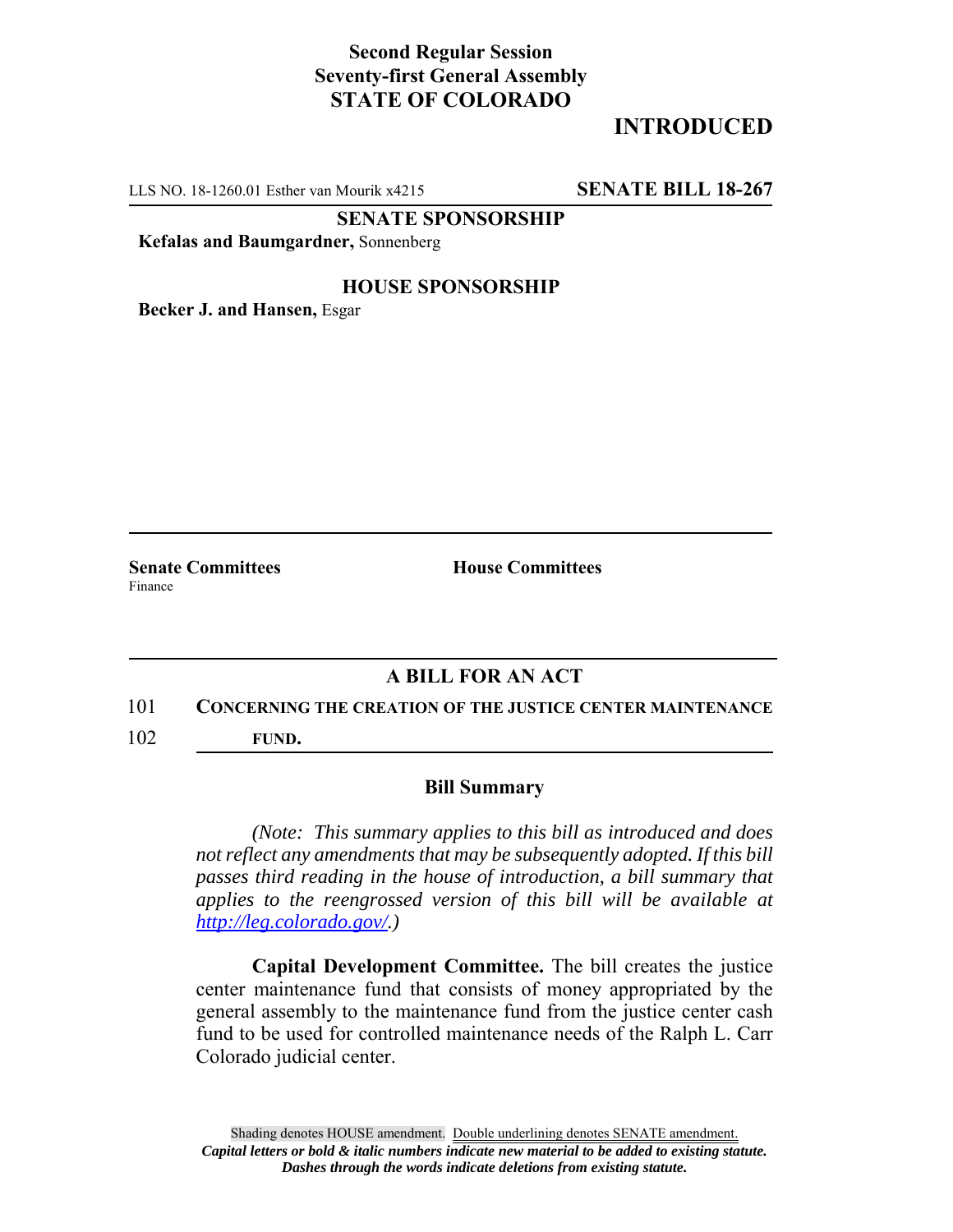**Second Regular Session**
**Seventy-first General Assembly**
**STATE OF COLORADO**

# INTRODUCED

LLS NO. 18-1260.01 Esther van Mourik x4215 **SENATE BILL 18-267**

**SENATE SPONSORSHIP**

**Kefalas and Baumgardner,** Sonnenberg

**HOUSE SPONSORSHIP**

**Becker J. and Hansen,** Esgar

**Senate Committees**
Finance

**House Committees**

## A BILL FOR AN ACT

101 **CONCERNING THE CREATION OF THE JUSTICE CENTER MAINTENANCE**
102 **FUND.**

### Bill Summary

*(Note: This summary applies to this bill as introduced and does not reflect any amendments that may be subsequently adopted. If this bill passes third reading in the house of introduction, a bill summary that applies to the reengrossed version of this bill will be available at http://leg.colorado.gov/.)*

**Capital Development Committee.** The bill creates the justice center maintenance fund that consists of money appropriated by the general assembly to the maintenance fund from the justice center cash fund to be used for controlled maintenance needs of the Ralph L. Carr Colorado judicial center.

Shading denotes HOUSE amendment. Double underlining denotes SENATE amendment.
***Capital letters or bold & italic numbers indicate new material to be added to existing statute.***
***Dashes through the words indicate deletions from existing statute.***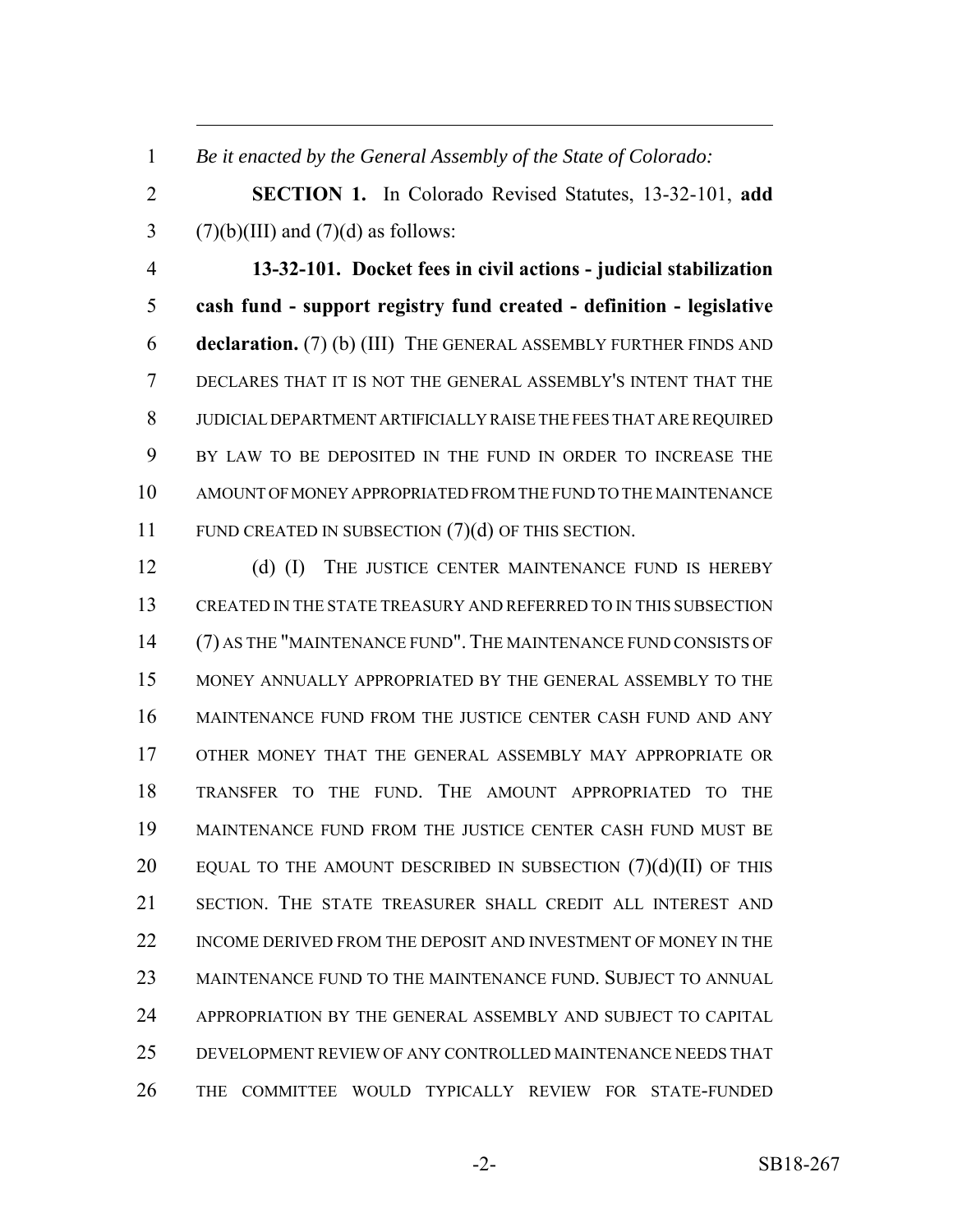*Be it enacted by the General Assembly of the State of Colorado:*

**SECTION 1.** In Colorado Revised Statutes, 13-32-101, **add** (7)(b)(III) and (7)(d) as follows:

**13-32-101. Docket fees in civil actions - judicial stabilization cash fund - support registry fund created - definition - legislative declaration.** (7) (b) (III) THE GENERAL ASSEMBLY FURTHER FINDS AND DECLARES THAT IT IS NOT THE GENERAL ASSEMBLY'S INTENT THAT THE JUDICIAL DEPARTMENT ARTIFICIALLY RAISE THE FEES THAT ARE REQUIRED BY LAW TO BE DEPOSITED IN THE FUND IN ORDER TO INCREASE THE AMOUNT OF MONEY APPROPRIATED FROM THE FUND TO THE MAINTENANCE FUND CREATED IN SUBSECTION (7)(d) OF THIS SECTION.

(d) (I) THE JUSTICE CENTER MAINTENANCE FUND IS HEREBY CREATED IN THE STATE TREASURY AND REFERRED TO IN THIS SUBSECTION (7) AS THE "MAINTENANCE FUND". THE MAINTENANCE FUND CONSISTS OF MONEY ANNUALLY APPROPRIATED BY THE GENERAL ASSEMBLY TO THE MAINTENANCE FUND FROM THE JUSTICE CENTER CASH FUND AND ANY OTHER MONEY THAT THE GENERAL ASSEMBLY MAY APPROPRIATE OR TRANSFER TO THE FUND. THE AMOUNT APPROPRIATED TO THE MAINTENANCE FUND FROM THE JUSTICE CENTER CASH FUND MUST BE EQUAL TO THE AMOUNT DESCRIBED IN SUBSECTION (7)(d)(II) OF THIS SECTION. THE STATE TREASURER SHALL CREDIT ALL INTEREST AND INCOME DERIVED FROM THE DEPOSIT AND INVESTMENT OF MONEY IN THE MAINTENANCE FUND TO THE MAINTENANCE FUND. SUBJECT TO ANNUAL APPROPRIATION BY THE GENERAL ASSEMBLY AND SUBJECT TO CAPITAL DEVELOPMENT REVIEW OF ANY CONTROLLED MAINTENANCE NEEDS THAT THE COMMITTEE WOULD TYPICALLY REVIEW FOR STATE-FUNDED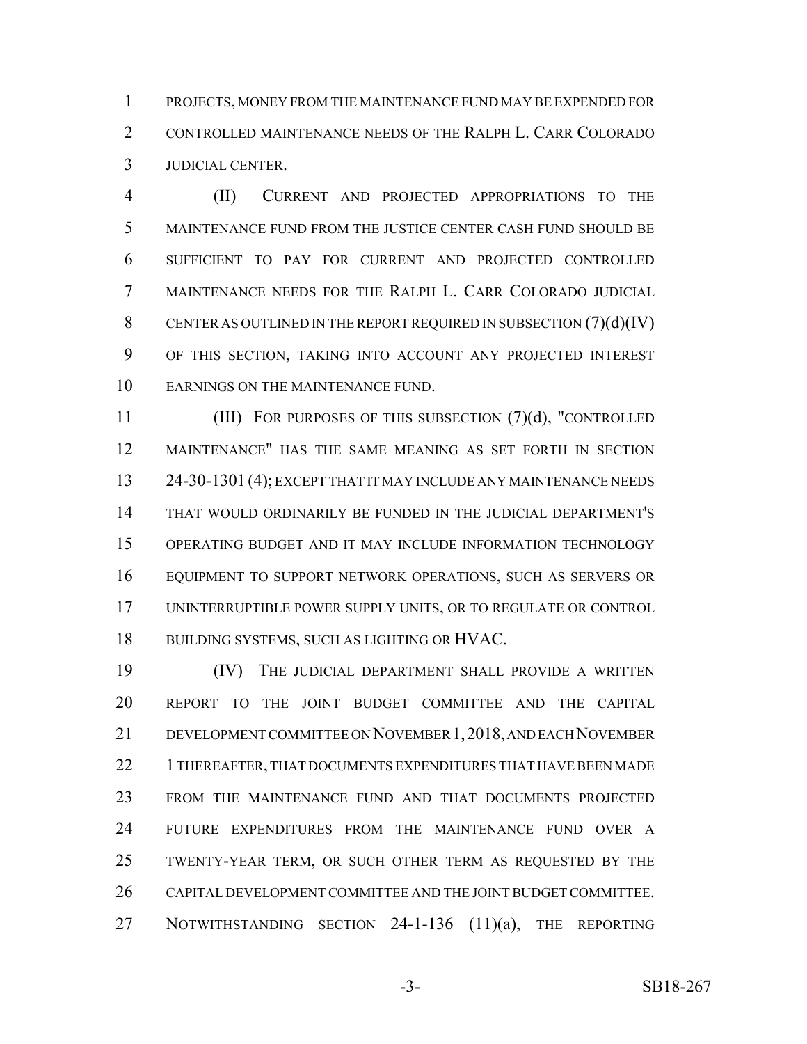PROJECTS, MONEY FROM THE MAINTENANCE FUND MAY BE EXPENDED FOR CONTROLLED MAINTENANCE NEEDS OF THE RALPH L. CARR COLORADO JUDICIAL CENTER.

(II) CURRENT AND PROJECTED APPROPRIATIONS TO THE MAINTENANCE FUND FROM THE JUSTICE CENTER CASH FUND SHOULD BE SUFFICIENT TO PAY FOR CURRENT AND PROJECTED CONTROLLED MAINTENANCE NEEDS FOR THE RALPH L. CARR COLORADO JUDICIAL CENTER AS OUTLINED IN THE REPORT REQUIRED IN SUBSECTION (7)(d)(IV) OF THIS SECTION, TAKING INTO ACCOUNT ANY PROJECTED INTEREST EARNINGS ON THE MAINTENANCE FUND.

(III) FOR PURPOSES OF THIS SUBSECTION (7)(d), "CONTROLLED MAINTENANCE" HAS THE SAME MEANING AS SET FORTH IN SECTION 24-30-1301 (4); EXCEPT THAT IT MAY INCLUDE ANY MAINTENANCE NEEDS THAT WOULD ORDINARILY BE FUNDED IN THE JUDICIAL DEPARTMENT'S OPERATING BUDGET AND IT MAY INCLUDE INFORMATION TECHNOLOGY EQUIPMENT TO SUPPORT NETWORK OPERATIONS, SUCH AS SERVERS OR UNINTERRUPTIBLE POWER SUPPLY UNITS, OR TO REGULATE OR CONTROL BUILDING SYSTEMS, SUCH AS LIGHTING OR HVAC.

(IV) THE JUDICIAL DEPARTMENT SHALL PROVIDE A WRITTEN REPORT TO THE JOINT BUDGET COMMITTEE AND THE CAPITAL DEVELOPMENT COMMITTEE ON NOVEMBER 1, 2018, AND EACH NOVEMBER 1 THEREAFTER, THAT DOCUMENTS EXPENDITURES THAT HAVE BEEN MADE FROM THE MAINTENANCE FUND AND THAT DOCUMENTS PROJECTED FUTURE EXPENDITURES FROM THE MAINTENANCE FUND OVER A TWENTY-YEAR TERM, OR SUCH OTHER TERM AS REQUESTED BY THE CAPITAL DEVELOPMENT COMMITTEE AND THE JOINT BUDGET COMMITTEE. NOTWITHSTANDING SECTION 24-1-136 (11)(a), THE REPORTING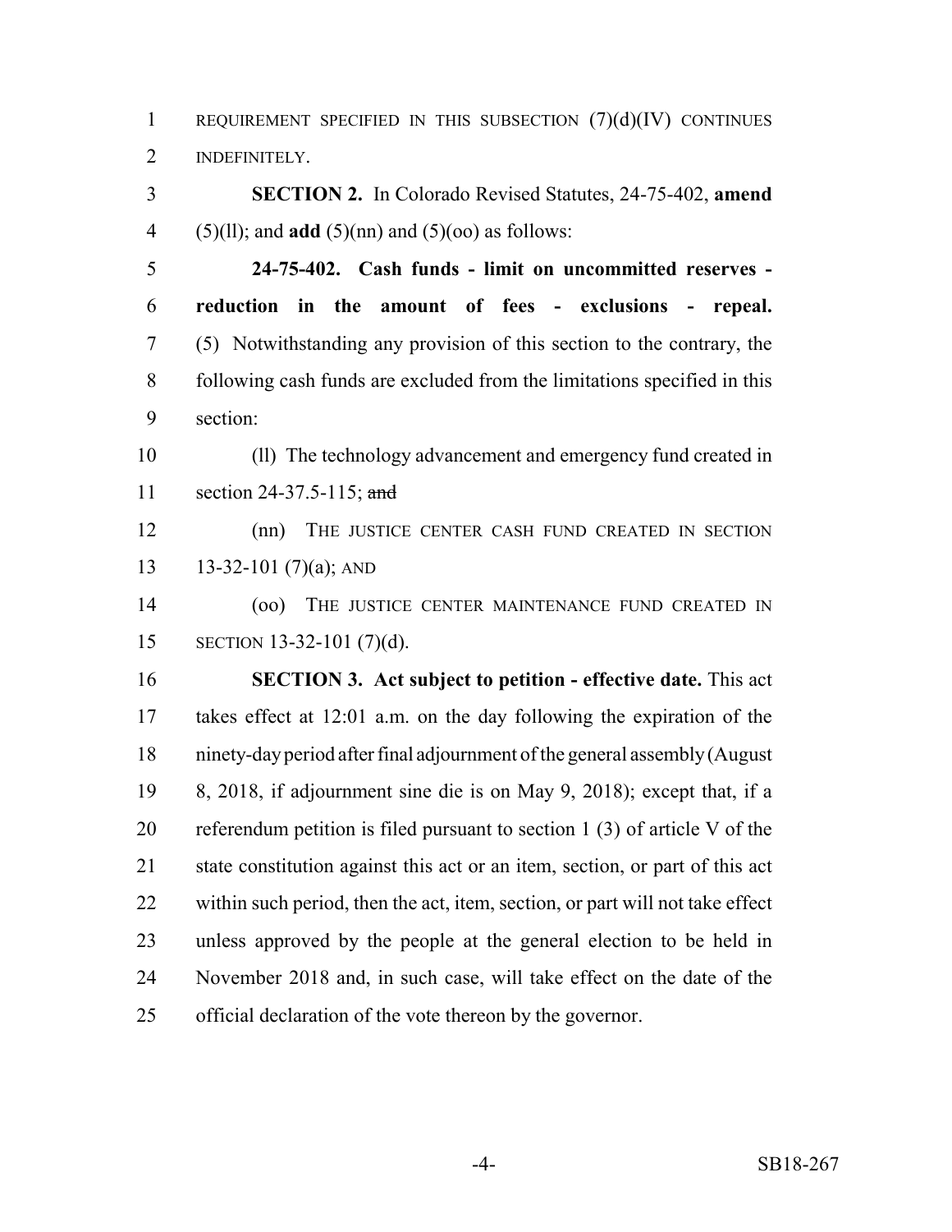REQUIREMENT SPECIFIED IN THIS SUBSECTION (7)(d)(IV) CONTINUES INDEFINITELY.

**SECTION 2.** In Colorado Revised Statutes, 24-75-402, **amend** (5)(ll); and **add** (5)(nn) and (5)(oo) as follows:

**24-75-402. Cash funds - limit on uncommitted reserves - reduction in the amount of fees - exclusions - repeal.** (5) Notwithstanding any provision of this section to the contrary, the following cash funds are excluded from the limitations specified in this section:

(ll) The technology advancement and emergency fund created in section 24-37.5-115; ~~and~~

(nn) THE JUSTICE CENTER CASH FUND CREATED IN SECTION 13-32-101 (7)(a); AND

(oo) THE JUSTICE CENTER MAINTENANCE FUND CREATED IN SECTION 13-32-101 (7)(d).

**SECTION 3. Act subject to petition - effective date.** This act takes effect at 12:01 a.m. on the day following the expiration of the ninety-day period after final adjournment of the general assembly (August 8, 2018, if adjournment sine die is on May 9, 2018); except that, if a referendum petition is filed pursuant to section 1 (3) of article V of the state constitution against this act or an item, section, or part of this act within such period, then the act, item, section, or part will not take effect unless approved by the people at the general election to be held in November 2018 and, in such case, will take effect on the date of the official declaration of the vote thereon by the governor.